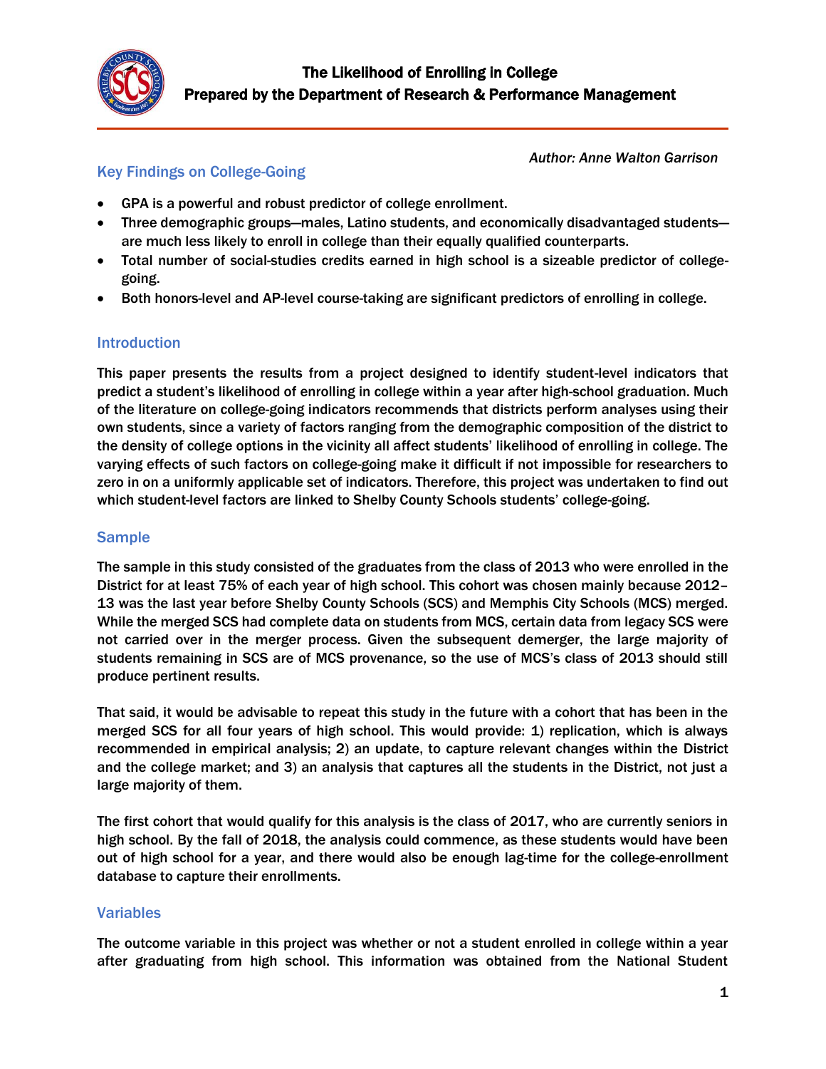# The Likelihood of Enrolling in College
## Prepared by the Department of Research & Performance Management

*Author: Anne Walton Garrison*

## Key Findings on College-Going

- GPA is a powerful and robust predictor of college enrollment.
- Three demographic groups—males, Latino students, and economically disadvantaged students—are much less likely to enroll in college than their equally qualified counterparts.
- Total number of social-studies credits earned in high school is a sizeable predictor of college-going.
- Both honors-level and AP-level course-taking are significant predictors of enrolling in college.

## Introduction

This paper presents the results from a project designed to identify student-level indicators that predict a student's likelihood of enrolling in college within a year after high-school graduation. Much of the literature on college-going indicators recommends that districts perform analyses using their own students, since a variety of factors ranging from the demographic composition of the district to the density of college options in the vicinity all affect students' likelihood of enrolling in college. The varying effects of such factors on college-going make it difficult if not impossible for researchers to zero in on a uniformly applicable set of indicators. Therefore, this project was undertaken to find out which student-level factors are linked to Shelby County Schools students' college-going.

## Sample

The sample in this study consisted of the graduates from the class of 2013 who were enrolled in the District for at least 75% of each year of high school. This cohort was chosen mainly because 2012–13 was the last year before Shelby County Schools (SCS) and Memphis City Schools (MCS) merged. While the merged SCS had complete data on students from MCS, certain data from legacy SCS were not carried over in the merger process. Given the subsequent demerger, the large majority of students remaining in SCS are of MCS provenance, so the use of MCS's class of 2013 should still produce pertinent results.

That said, it would be advisable to repeat this study in the future with a cohort that has been in the merged SCS for all four years of high school. This would provide: 1) replication, which is always recommended in empirical analysis; 2) an update, to capture relevant changes within the District and the college market; and 3) an analysis that captures all the students in the District, not just a large majority of them.

The first cohort that would qualify for this analysis is the class of 2017, who are currently seniors in high school. By the fall of 2018, the analysis could commence, as these students would have been out of high school for a year, and there would also be enough lag-time for the college-enrollment database to capture their enrollments.

## Variables

The outcome variable in this project was whether or not a student enrolled in college within a year after graduating from high school. This information was obtained from the National Student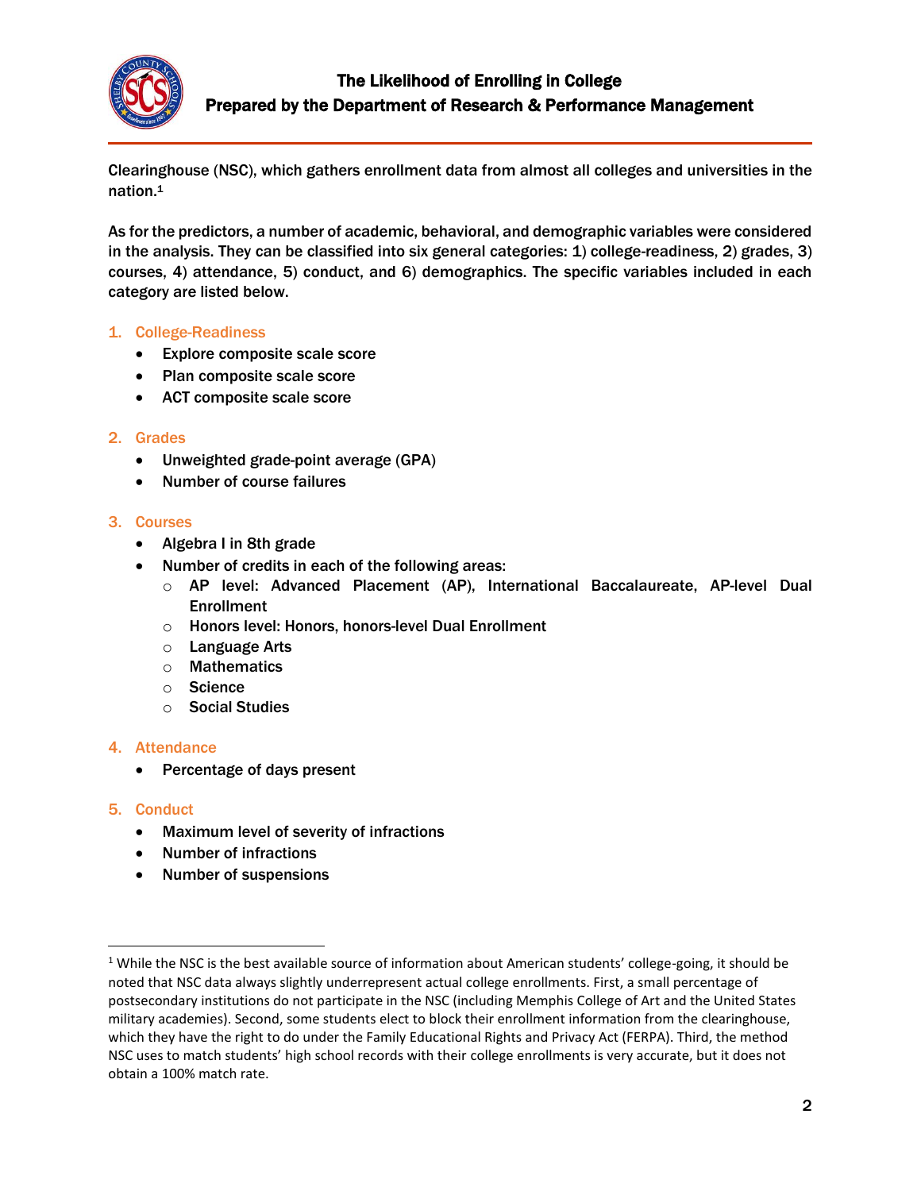Clearinghouse (NSC), which gathers enrollment data from almost all colleges and universities in the nation.[1]

As for the predictors, a number of academic, behavioral, and demographic variables were considered in the analysis. They can be classified into six general categories: 1) college-readiness, 2) grades, 3) courses, 4) attendance, 5) conduct, and 6) demographics. The specific variables included in each category are listed below.

1. **College-Readiness**
   - Explore composite scale score
   - Plan composite scale score
   - ACT composite scale score

2. **Grades**
   - Unweighted grade-point average (GPA)
   - Number of course failures

3. **Courses**
   - Algebra I in 8th grade
   - Number of credits in each of the following areas:
     - AP level: Advanced Placement (AP), International Baccalaureate, AP-level Dual Enrollment
     - Honors level: Honors, honors-level Dual Enrollment
     - Language Arts
     - Mathematics
     - Science
     - Social Studies

4. **Attendance**
   - Percentage of days present

5. **Conduct**
   - Maximum level of severity of infractions
   - Number of infractions
   - Number of suspensions

---

[1] While the NSC is the best available source of information about American students' college-going, it should be noted that NSC data always slightly underrepresent actual college enrollments. First, a small percentage of postsecondary institutions do not participate in the NSC (including Memphis College of Art and the United States military academies). Second, some students elect to block their enrollment information from the clearinghouse, which they have the right to do under the Family Educational Rights and Privacy Act (FERPA). Third, the method NSC uses to match students' high school records with their college enrollments is very accurate, but it does not obtain a 100% match rate.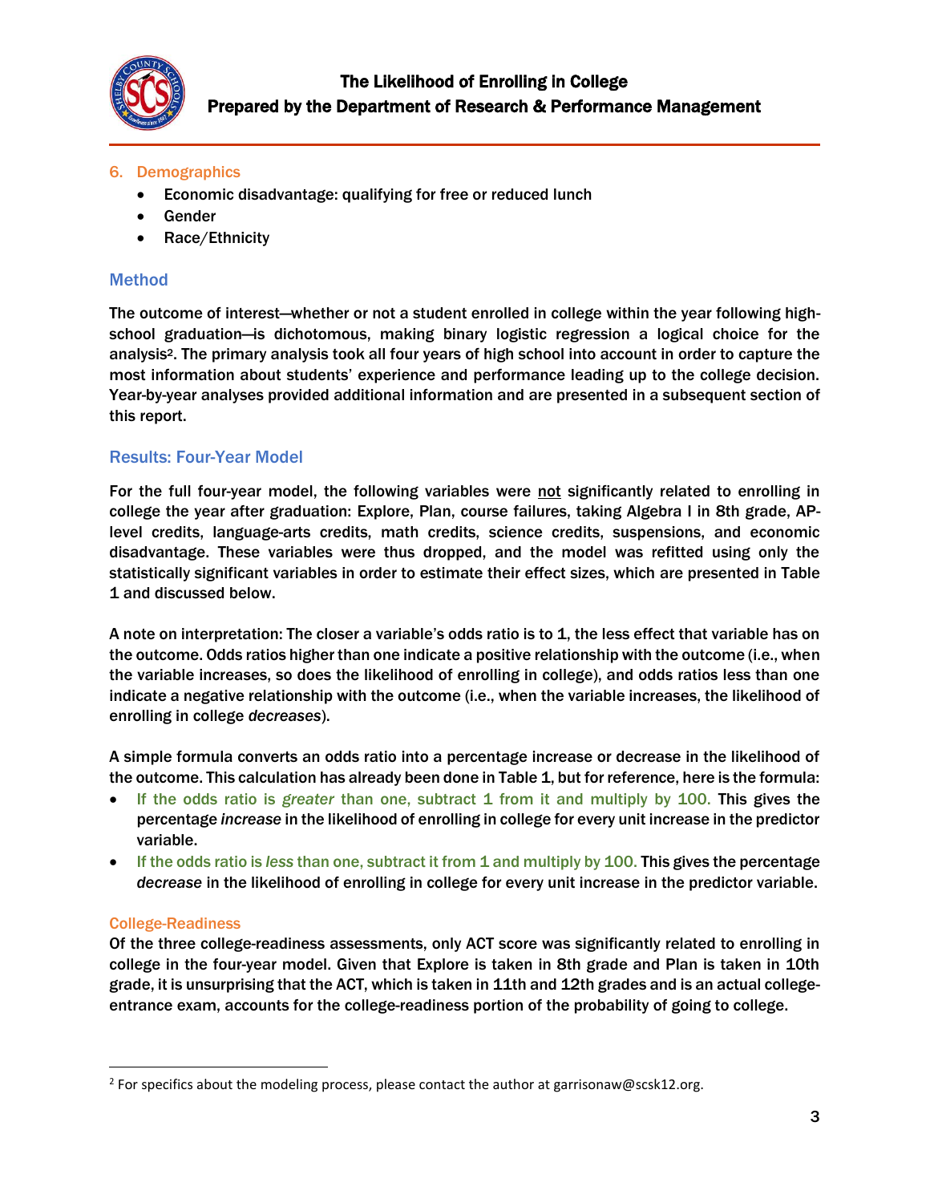## 6. Demographics

- Economic disadvantage: qualifying for free or reduced lunch
- Gender
- Race/Ethnicity

## Method

The outcome of interest—whether or not a student enrolled in college within the year following high-school graduation—is dichotomous, making binary logistic regression a logical choice for the analysis[2]. The primary analysis took all four years of high school into account in order to capture the most information about students' experience and performance leading up to the college decision. Year-by-year analyses provided additional information and are presented in a subsequent section of this report.

## Results: Four-Year Model

For the full four-year model, the following variables were not significantly related to enrolling in college the year after graduation: Explore, Plan, course failures, taking Algebra I in 8th grade, AP-level credits, language-arts credits, math credits, science credits, suspensions, and economic disadvantage. These variables were thus dropped, and the model was refitted using only the statistically significant variables in order to estimate their effect sizes, which are presented in Table 1 and discussed below.

A note on interpretation: The closer a variable's odds ratio is to 1, the less effect that variable has on the outcome. Odds ratios higher than one indicate a positive relationship with the outcome (i.e., when the variable increases, so does the likelihood of enrolling in college), and odds ratios less than one indicate a negative relationship with the outcome (i.e., when the variable increases, the likelihood of enrolling in college *decreases*).

A simple formula converts an odds ratio into a percentage increase or decrease in the likelihood of the outcome. This calculation has already been done in Table 1, but for reference, here is the formula:

- If the odds ratio is *greater* than one, subtract 1 from it and multiply by 100. This gives the percentage *increase* in the likelihood of enrolling in college for every unit increase in the predictor variable.
- If the odds ratio is *less* than one, subtract it from 1 and multiply by 100. This gives the percentage *decrease* in the likelihood of enrolling in college for every unit increase in the predictor variable.

### College-Readiness

Of the three college-readiness assessments, only ACT score was significantly related to enrolling in college in the four-year model. Given that Explore is taken in 8th grade and Plan is taken in 10th grade, it is unsurprising that the ACT, which is taken in 11th and 12th grades and is an actual college-entrance exam, accounts for the college-readiness portion of the probability of going to college.

---

[2] For specifics about the modeling process, please contact the author at garrisonaw@scsk12.org.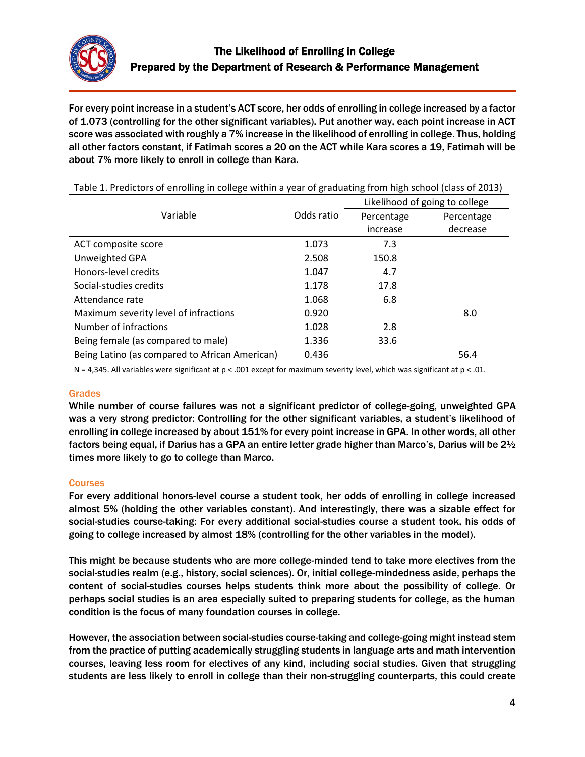For every point increase in a student's ACT score, her odds of enrolling in college increased by a factor of 1.073 (controlling for the other significant variables). Put another way, each point increase in ACT score was associated with roughly a 7% increase in the likelihood of enrolling in college. Thus, holding all other factors constant, if Fatimah scores a 20 on the ACT while Kara scores a 19, Fatimah will be about 7% more likely to enroll in college than Kara.

Table 1. Predictors of enrolling in college within a year of graduating from high school (class of 2013)

| Variable | Odds ratio | Likelihood of going to college | |
|---|---|---|---|
| | | Percentage increase | Percentage decrease |
| ACT composite score | 1.073 | 7.3 | |
| Unweighted GPA | 2.508 | 150.8 | |
| Honors-level credits | 1.047 | 4.7 | |
| Social-studies credits | 1.178 | 17.8 | |
| Attendance rate | 1.068 | 6.8 | |
| Maximum severity level of infractions | 0.920 | | 8.0 |
| Number of infractions | 1.028 | 2.8 | |
| Being female (as compared to male) | 1.336 | 33.6 | |
| Being Latino (as compared to African American) | 0.436 | | 56.4 |

N = 4,345. All variables were significant at $p < .001$ except for maximum severity level, which was significant at $p < .01$.

### Grades

While number of course failures was not a significant predictor of college-going, unweighted GPA was a very strong predictor: Controlling for the other significant variables, a student's likelihood of enrolling in college increased by about 151% for every point increase in GPA. In other words, all other factors being equal, if Darius has a GPA an entire letter grade higher than Marco's, Darius will be 2½ times more likely to go to college than Marco.

### Courses

For every additional honors-level course a student took, her odds of enrolling in college increased almost 5% (holding the other variables constant). And interestingly, there was a sizable effect for social-studies course-taking: For every additional social-studies course a student took, his odds of going to college increased by almost 18% (controlling for the other variables in the model).

This might be because students who are more college-minded tend to take more electives from the social-studies realm (e.g., history, social sciences). Or, initial college-mindedness aside, perhaps the content of social-studies courses helps students think more about the possibility of college. Or perhaps social studies is an area especially suited to preparing students for college, as the human condition is the focus of many foundation courses in college.

However, the association between social-studies course-taking and college-going might instead stem from the practice of putting academically struggling students in language arts and math intervention courses, leaving less room for electives of any kind, including social studies. Given that struggling students are less likely to enroll in college than their non-struggling counterparts, this could create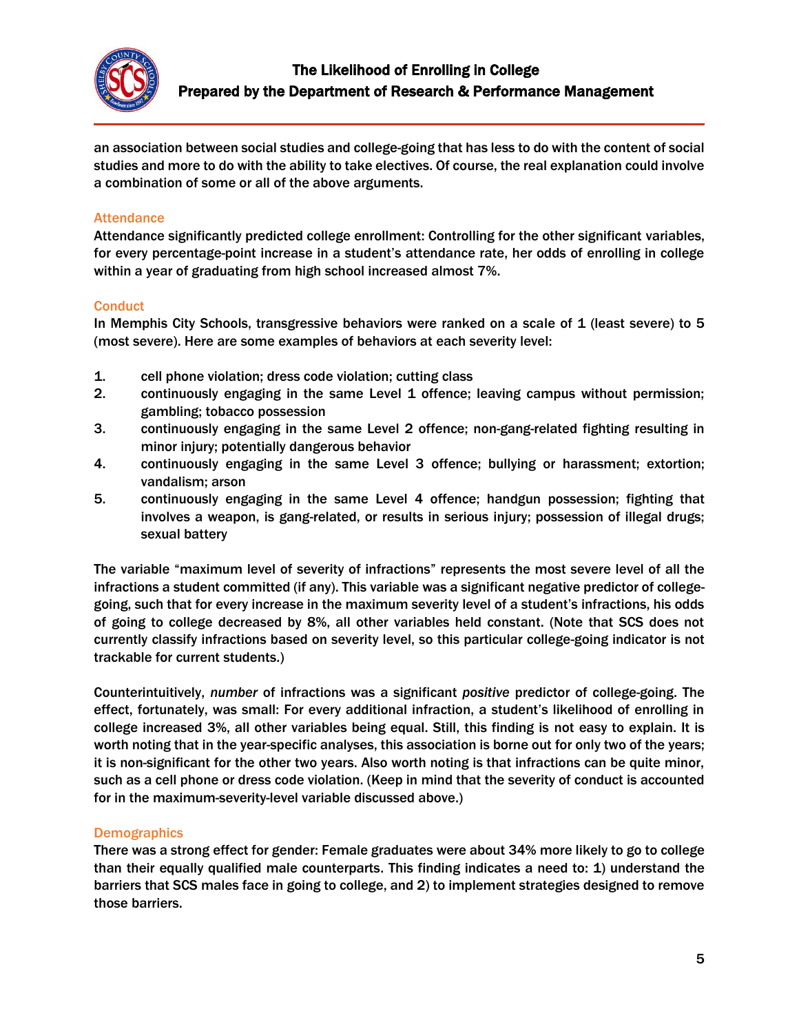an association between social studies and college-going that has less to do with the content of social studies and more to do with the ability to take electives. Of course, the real explanation could involve a combination of some or all of the above arguments.

### Attendance

Attendance significantly predicted college enrollment: Controlling for the other significant variables, for every percentage-point increase in a student's attendance rate, her odds of enrolling in college within a year of graduating from high school increased almost 7%.

### Conduct

In Memphis City Schools, transgressive behaviors were ranked on a scale of 1 (least severe) to 5 (most severe). Here are some examples of behaviors at each severity level:

1. cell phone violation; dress code violation; cutting class
2. continuously engaging in the same Level 1 offence; leaving campus without permission; gambling; tobacco possession
3. continuously engaging in the same Level 2 offence; non-gang-related fighting resulting in minor injury; potentially dangerous behavior
4. continuously engaging in the same Level 3 offence; bullying or harassment; extortion; vandalism; arson
5. continuously engaging in the same Level 4 offence; handgun possession; fighting that involves a weapon, is gang-related, or results in serious injury; possession of illegal drugs; sexual battery

The variable "maximum level of severity of infractions" represents the most severe level of all the infractions a student committed (if any). This variable was a significant negative predictor of college-going, such that for every increase in the maximum severity level of a student's infractions, his odds of going to college decreased by 8%, all other variables held constant. (Note that SCS does not currently classify infractions based on severity level, so this particular college-going indicator is not trackable for current students.)

Counterintuitively, *number* of infractions was a significant *positive* predictor of college-going. The effect, fortunately, was small: For every additional infraction, a student's likelihood of enrolling in college increased 3%, all other variables being equal. Still, this finding is not easy to explain. It is worth noting that in the year-specific analyses, this association is borne out for only two of the years; it is non-significant for the other two years. Also worth noting is that infractions can be quite minor, such as a cell phone or dress code violation. (Keep in mind that the severity of conduct is accounted for in the maximum-severity-level variable discussed above.)

### Demographics

There was a strong effect for gender: Female graduates were about 34% more likely to go to college than their equally qualified male counterparts. This finding indicates a need to: 1) understand the barriers that SCS males face in going to college, and 2) to implement strategies designed to remove those barriers.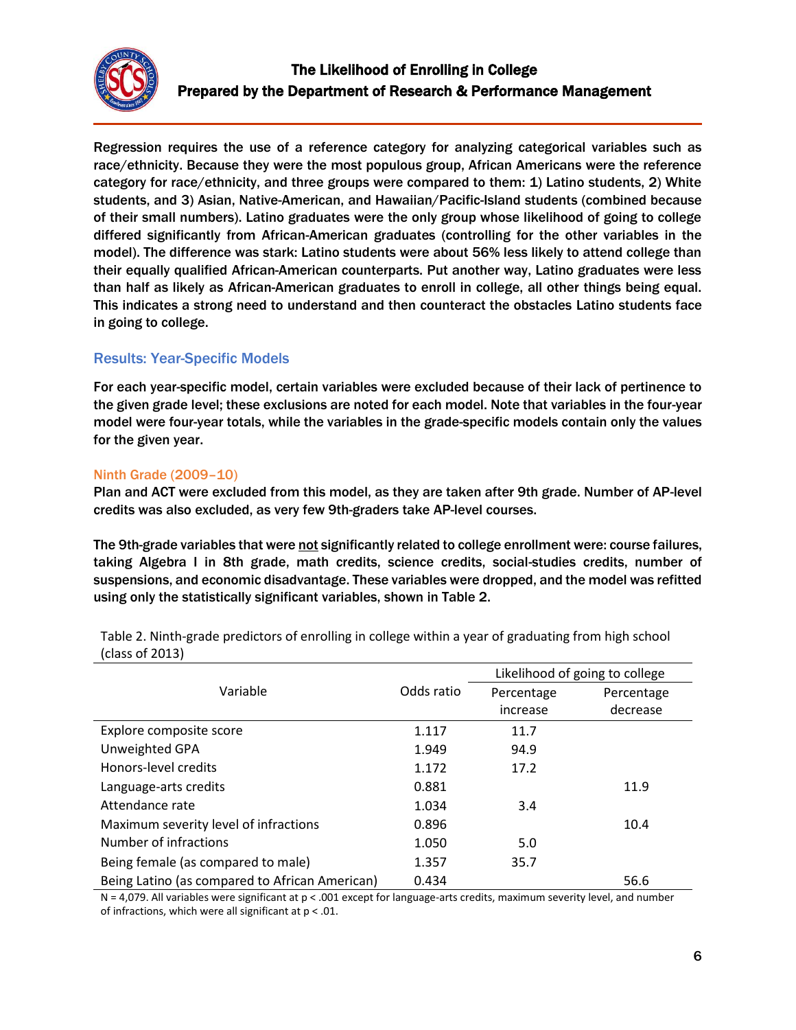Regression requires the use of a reference category for analyzing categorical variables such as race/ethnicity. Because they were the most populous group, African Americans were the reference category for race/ethnicity, and three groups were compared to them: 1) Latino students, 2) White students, and 3) Asian, Native-American, and Hawaiian/Pacific-Island students (combined because of their small numbers). Latino graduates were the only group whose likelihood of going to college differed significantly from African-American graduates (controlling for the other variables in the model). The difference was stark: Latino students were about 56% less likely to attend college than their equally qualified African-American counterparts. Put another way, Latino graduates were less than half as likely as African-American graduates to enroll in college, all other things being equal. This indicates a strong need to understand and then counteract the obstacles Latino students face in going to college.

## Results: Year-Specific Models

For each year-specific model, certain variables were excluded because of their lack of pertinence to the given grade level; these exclusions are noted for each model. Note that variables in the four-year model were four-year totals, while the variables in the grade-specific models contain only the values for the given year.

### Ninth Grade (2009–10)

Plan and ACT were excluded from this model, as they are taken after 9th grade. Number of AP-level credits was also excluded, as very few 9th-graders take AP-level courses.

The 9th-grade variables that were <u>not</u> significantly related to college enrollment were: course failures, taking Algebra I in 8th grade, math credits, science credits, social-studies credits, number of suspensions, and economic disadvantage. These variables were dropped, and the model was refitted using only the statistically significant variables, shown in Table 2.

Table 2. Ninth-grade predictors of enrolling in college within a year of graduating from high school (class of 2013)

| Variable | Odds ratio | Likelihood of going to college | |
|---|---|---|---|
| | | Percentage increase | Percentage decrease |
| Explore composite score | 1.117 | 11.7 | |
| Unweighted GPA | 1.949 | 94.9 | |
| Honors-level credits | 1.172 | 17.2 | |
| Language-arts credits | 0.881 | | 11.9 |
| Attendance rate | 1.034 | 3.4 | |
| Maximum severity level of infractions | 0.896 | | 10.4 |
| Number of infractions | 1.050 | 5.0 | |
| Being female (as compared to male) | 1.357 | 35.7 | |
| Being Latino (as compared to African American) | 0.434 | | 56.6 |

N = 4,079. All variables were significant at $p < .001$ except for language-arts credits, maximum severity level, and number of infractions, which were all significant at $p < .01$.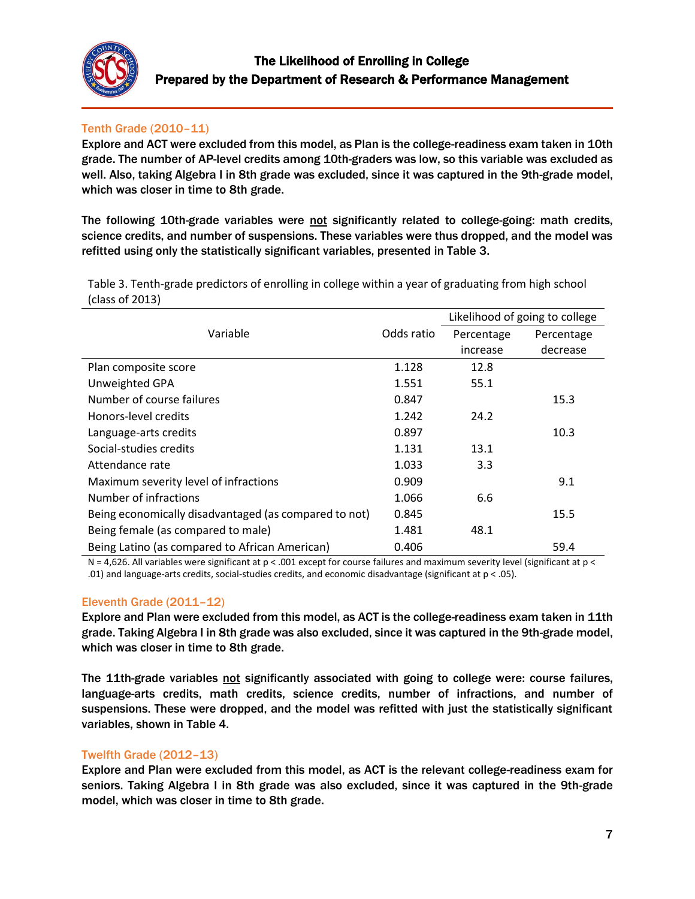## Tenth Grade (2010–11)

**Explore and ACT were excluded from this model, as Plan is the college-readiness exam taken in 10th grade. The number of AP-level credits among 10th-graders was low, so this variable was excluded as well. Also, taking Algebra I in 8th grade was excluded, since it was captured in the 9th-grade model, which was closer in time to 8th grade.**

**The following 10th-grade variables were not significantly related to college-going: math credits, science credits, and number of suspensions. These variables were thus dropped, and the model was refitted using only the statistically significant variables, presented in Table 3.**

Table 3. Tenth-grade predictors of enrolling in college within a year of graduating from high school (class of 2013)

| Variable | Odds ratio | Likelihood of going to college | |
|---|---|---|---|
| | | Percentage increase | Percentage decrease |
| Plan composite score | 1.128 | 12.8 | |
| Unweighted GPA | 1.551 | 55.1 | |
| Number of course failures | 0.847 | | 15.3 |
| Honors-level credits | 1.242 | 24.2 | |
| Language-arts credits | 0.897 | | 10.3 |
| Social-studies credits | 1.131 | 13.1 | |
| Attendance rate | 1.033 | 3.3 | |
| Maximum severity level of infractions | 0.909 | | 9.1 |
| Number of infractions | 1.066 | 6.6 | |
| Being economically disadvantaged (as compared to not) | 0.845 | | 15.5 |
| Being female (as compared to male) | 1.481 | 48.1 | |
| Being Latino (as compared to African American) | 0.406 | | 59.4 |

N = 4,626. All variables were significant at $p < .001$ except for course failures and maximum severity level (significant at $p < .01$) and language-arts credits, social-studies credits, and economic disadvantage (significant at $p < .05$).

## Eleventh Grade (2011–12)

**Explore and Plan were excluded from this model, as ACT is the college-readiness exam taken in 11th grade. Taking Algebra I in 8th grade was also excluded, since it was captured in the 9th-grade model, which was closer in time to 8th grade.**

**The 11th-grade variables not significantly associated with going to college were: course failures, language-arts credits, math credits, science credits, number of infractions, and number of suspensions. These were dropped, and the model was refitted with just the statistically significant variables, shown in Table 4.**

## Twelfth Grade (2012–13)

**Explore and Plan were excluded from this model, as ACT is the relevant college-readiness exam for seniors. Taking Algebra I in 8th grade was also excluded, since it was captured in the 9th-grade model, which was closer in time to 8th grade.**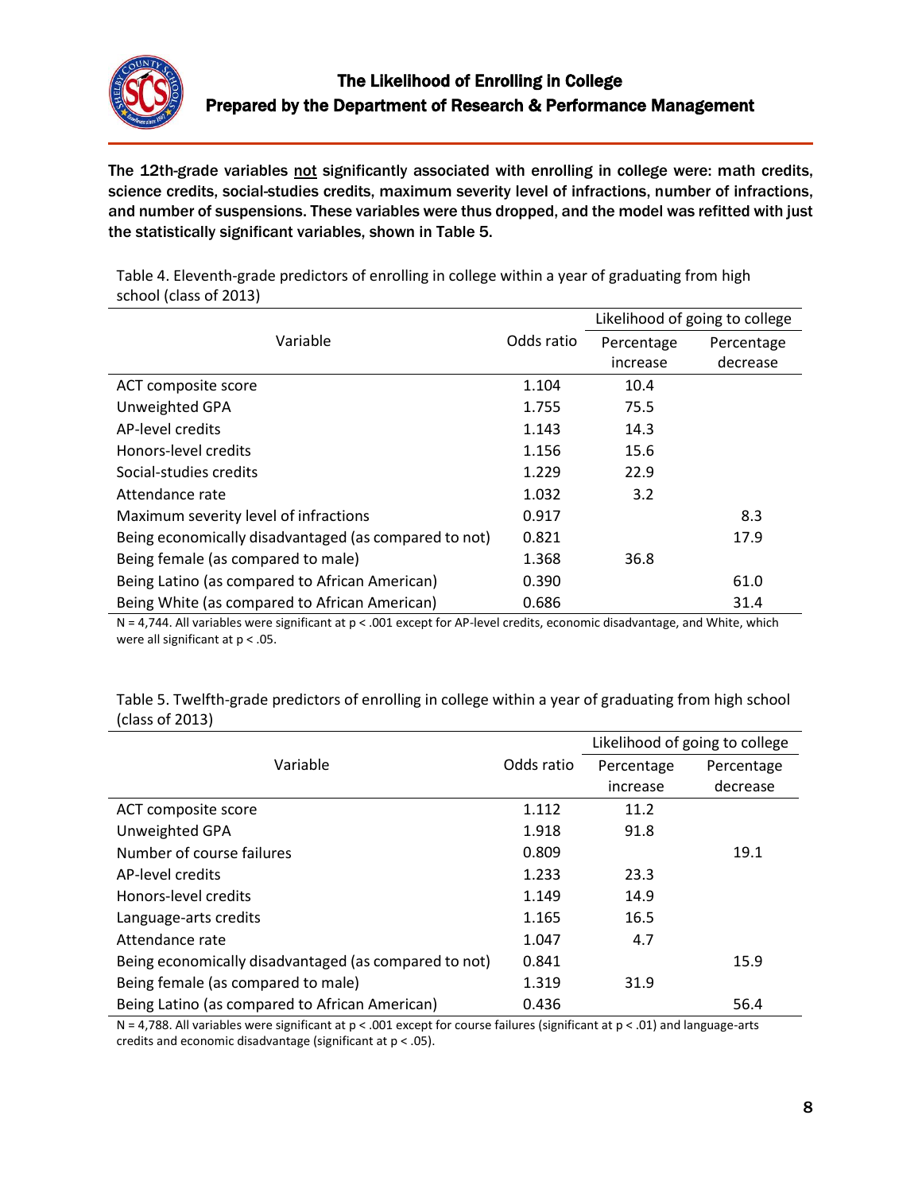The 12th-grade variables <u>not</u> significantly associated with enrolling in college were: math credits, science credits, social-studies credits, maximum severity level of infractions, number of infractions, and number of suspensions. These variables were thus dropped, and the model was refitted with just the statistically significant variables, shown in Table 5.

Table 4. Eleventh-grade predictors of enrolling in college within a year of graduating from high school (class of 2013)

| Variable | Odds ratio | Likelihood of going to college | |
|---|---|---|---|
| | | Percentage increase | Percentage decrease |
| ACT composite score | 1.104 | 10.4 | |
| Unweighted GPA | 1.755 | 75.5 | |
| AP-level credits | 1.143 | 14.3 | |
| Honors-level credits | 1.156 | 15.6 | |
| Social-studies credits | 1.229 | 22.9 | |
| Attendance rate | 1.032 | 3.2 | |
| Maximum severity level of infractions | 0.917 | | 8.3 |
| Being economically disadvantaged (as compared to not) | 0.821 | | 17.9 |
| Being female (as compared to male) | 1.368 | 36.8 | |
| Being Latino (as compared to African American) | 0.390 | | 61.0 |
| Being White (as compared to African American) | 0.686 | | 31.4 |

N = 4,744. All variables were significant at $p < .001$ except for AP-level credits, economic disadvantage, and White, which were all significant at $p < .05$.

Table 5. Twelfth-grade predictors of enrolling in college within a year of graduating from high school (class of 2013)

| Variable | Odds ratio | Likelihood of going to college | |
|---|---|---|---|
| | | Percentage increase | Percentage decrease |
| ACT composite score | 1.112 | 11.2 | |
| Unweighted GPA | 1.918 | 91.8 | |
| Number of course failures | 0.809 | | 19.1 |
| AP-level credits | 1.233 | 23.3 | |
| Honors-level credits | 1.149 | 14.9 | |
| Language-arts credits | 1.165 | 16.5 | |
| Attendance rate | 1.047 | 4.7 | |
| Being economically disadvantaged (as compared to not) | 0.841 | | 15.9 |
| Being female (as compared to male) | 1.319 | 31.9 | |
| Being Latino (as compared to African American) | 0.436 | | 56.4 |

N = 4,788. All variables were significant at $p < .001$ except for course failures (significant at $p < .01$) and language-arts credits and economic disadvantage (significant at $p < .05$).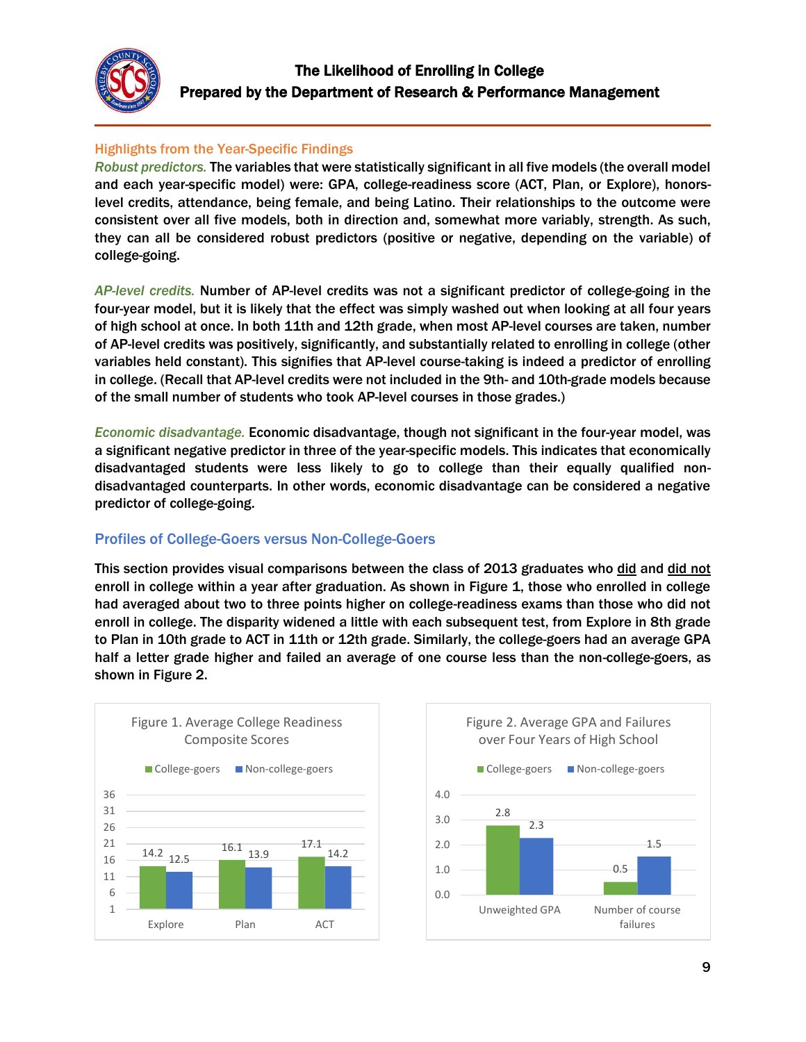## Highlights from the Year-Specific Findings

*Robust predictors.* The variables that were statistically significant in all five models (the overall model and each year-specific model) were: GPA, college-readiness score (ACT, Plan, or Explore), honors-level credits, attendance, being female, and being Latino. Their relationships to the outcome were consistent over all five models, both in direction and, somewhat more variably, strength. As such, they can all be considered robust predictors (positive or negative, depending on the variable) of college-going.

*AP-level credits.* Number of AP-level credits was not a significant predictor of college-going in the four-year model, but it is likely that the effect was simply washed out when looking at all four years of high school at once. In both 11th and 12th grade, when most AP-level courses are taken, number of AP-level credits was positively, significantly, and substantially related to enrolling in college (other variables held constant). This signifies that AP-level course-taking is indeed a predictor of enrolling in college. (Recall that AP-level credits were not included in the 9th- and 10th-grade models because of the small number of students who took AP-level courses in those grades.)

*Economic disadvantage.* Economic disadvantage, though not significant in the four-year model, was a significant negative predictor in three of the year-specific models. This indicates that economically disadvantaged students were less likely to go to college than their equally qualified non-disadvantaged counterparts. In other words, economic disadvantage can be considered a negative predictor of college-going.

## Profiles of College-Goers versus Non-College-Goers

This section provides visual comparisons between the class of 2013 graduates who did and did not enroll in college within a year after graduation. As shown in Figure 1, those who enrolled in college had averaged about two to three points higher on college-readiness exams than those who did not enroll in college. The disparity widened a little with each subsequent test, from Explore in 8th grade to Plan in 10th grade to ACT in 11th or 12th grade. Similarly, the college-goers had an average GPA half a letter grade higher and failed an average of one course less than the non-college-goers, as shown in Figure 2.

Figure 1. Average College Readiness Composite Scores

| | College-goers | Non-college-goers |
|---|---|---|
| Explore | 14.2 | 12.5 |
| Plan | 16.1 | 13.9 |
| ACT | 17.1 | 14.2 |

Figure 2. Average GPA and Failures over Four Years of High School

| | College-goers | Non-college-goers |
|---|---|---|
| Unweighted GPA | 2.8 | 2.3 |
| Number of course failures | 0.5 | 1.5 |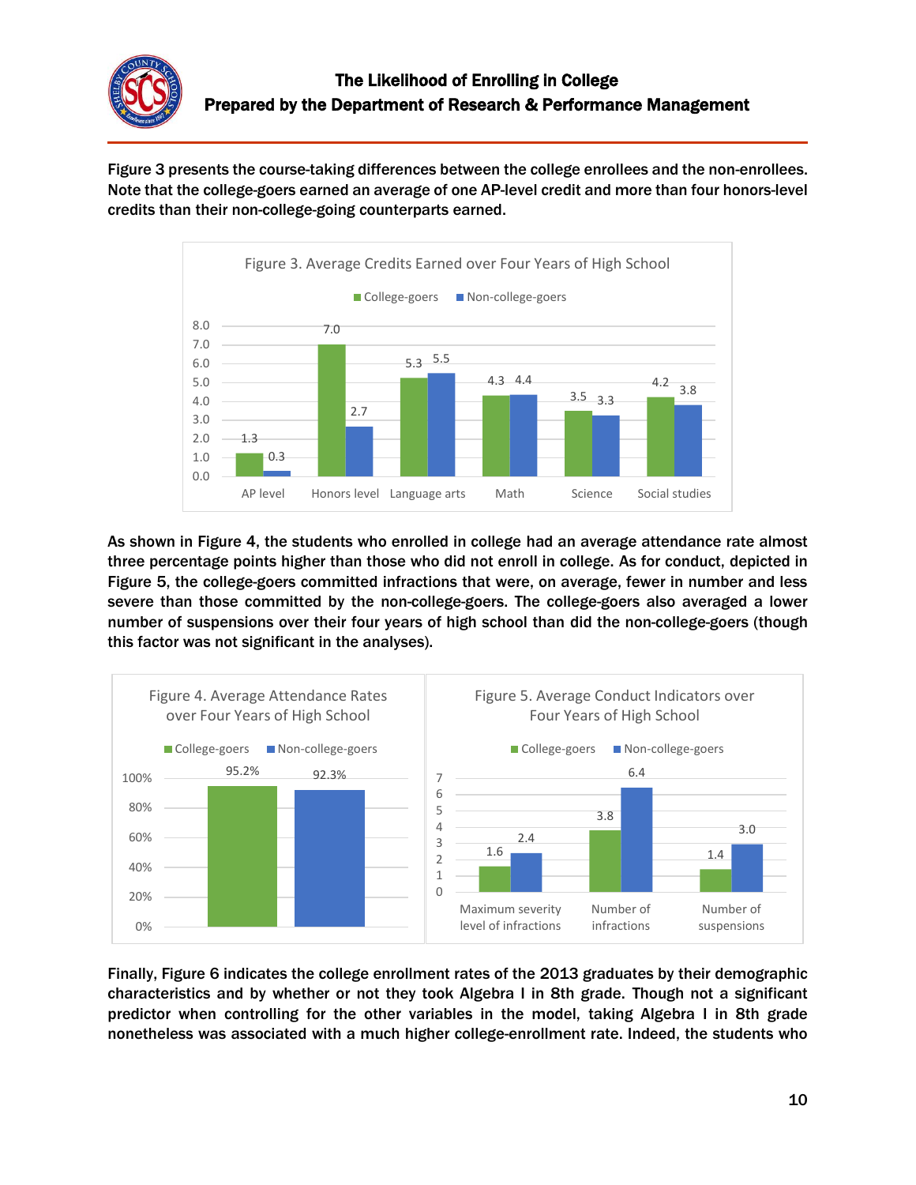Figure 3 presents the course-taking differences between the college enrollees and the non-enrollees. Note that the college-goers earned an average of one AP-level credit and more than four honors-level credits than their non-college-going counterparts earned.

Figure 3. Average Credits Earned over Four Years of High School

| | College-goers | Non-college-goers |
|---|---|---|
| AP level | 1.3 | 0.3 |
| Honors level | 7.0 | 2.7 |
| Language arts | 5.3 | 5.5 |
| Math | 4.3 | 4.4 |
| Science | 3.5 | 3.3 |
| Social studies | 4.2 | 3.8 |

As shown in Figure 4, the students who enrolled in college had an average attendance rate almost three percentage points higher than those who did not enroll in college. As for conduct, depicted in Figure 5, the college-goers committed infractions that were, on average, fewer in number and less severe than those committed by the non-college-goers. The college-goers also averaged a lower number of suspensions over their four years of high school than did the non-college-goers (though this factor was not significant in the analyses).

Figure 4. Average Attendance Rates over Four Years of High School

| College-goers | Non-college-goers |
|---|---|
| 95.2% | 92.3% |

Figure 5. Average Conduct Indicators over Four Years of High School

| | College-goers | Non-college-goers |
|---|---|---|
| Maximum severity level of infractions | 1.6 | 2.4 |
| Number of infractions | 3.8 | 6.4 |
| Number of suspensions | 1.4 | 3.0 |

Finally, Figure 6 indicates the college enrollment rates of the 2013 graduates by their demographic characteristics and by whether or not they took Algebra I in 8th grade. Though not a significant predictor when controlling for the other variables in the model, taking Algebra I in 8th grade nonetheless was associated with a much higher college-enrollment rate. Indeed, the students who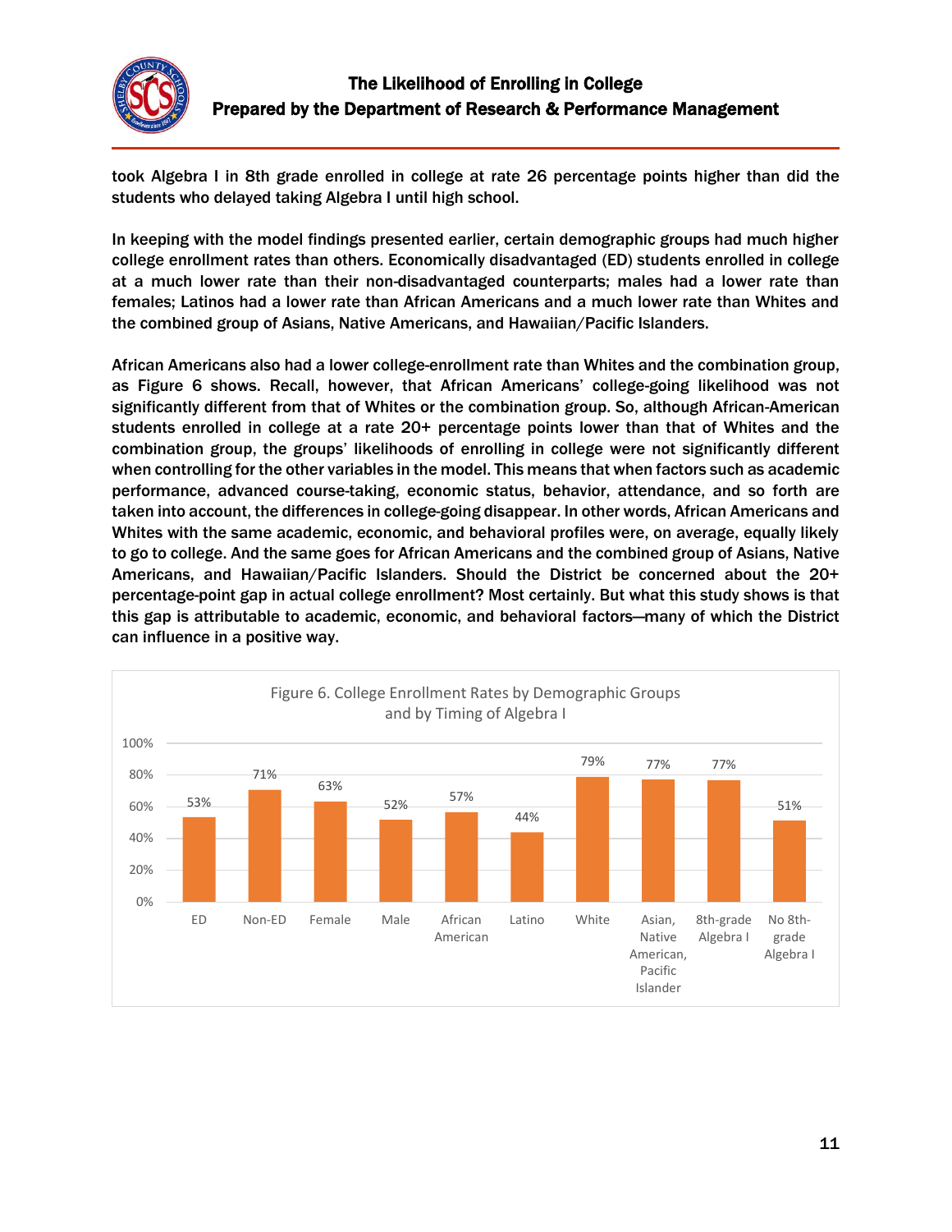took Algebra I in 8th grade enrolled in college at rate 26 percentage points higher than did the students who delayed taking Algebra I until high school.

In keeping with the model findings presented earlier, certain demographic groups had much higher college enrollment rates than others. Economically disadvantaged (ED) students enrolled in college at a much lower rate than their non-disadvantaged counterparts; males had a lower rate than females; Latinos had a lower rate than African Americans and a much lower rate than Whites and the combined group of Asians, Native Americans, and Hawaiian/Pacific Islanders.

African Americans also had a lower college-enrollment rate than Whites and the combination group, as Figure 6 shows. Recall, however, that African Americans' college-going likelihood was not significantly different from that of Whites or the combination group. So, although African-American students enrolled in college at a rate 20+ percentage points lower than that of Whites and the combination group, the groups' likelihoods of enrolling in college were not significantly different when controlling for the other variables in the model. This means that when factors such as academic performance, advanced course-taking, economic status, behavior, attendance, and so forth are taken into account, the differences in college-going disappear. In other words, African Americans and Whites with the same academic, economic, and behavioral profiles were, on average, equally likely to go to college. And the same goes for African Americans and the combined group of Asians, Native Americans, and Hawaiian/Pacific Islanders. Should the District be concerned about the 20+ percentage-point gap in actual college enrollment? Most certainly. But what this study shows is that this gap is attributable to academic, economic, and behavioral factors—many of which the District can influence in a positive way.

Figure 6. College Enrollment Rates by Demographic Groups and by Timing of Algebra I

| Group | College Enrollment Rate |
|---|---|
| ED | 53% |
| Non-ED | 71% |
| Female | 63% |
| Male | 52% |
| African American | 57% |
| Latino | 44% |
| White | 79% |
| Asian, Native American, Pacific Islander | 77% |
| 8th-grade Algebra I | 77% |
| No 8th-grade Algebra I | 51% |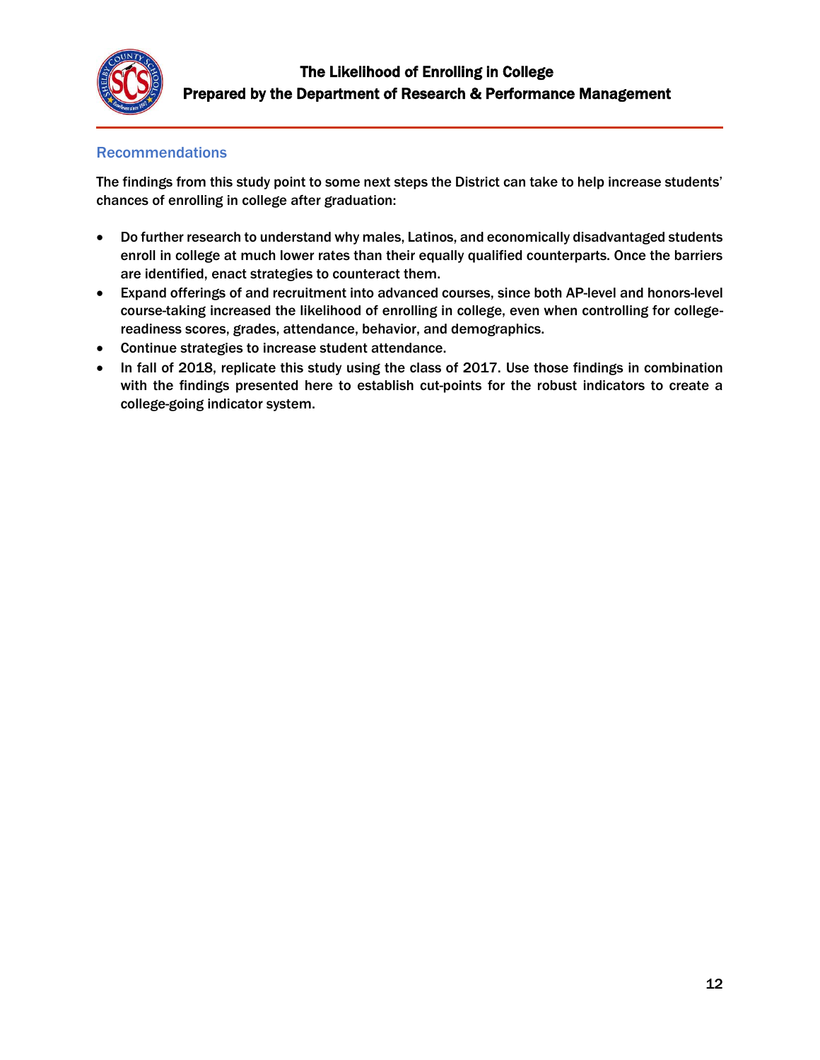## Recommendations

The findings from this study point to some next steps the District can take to help increase students' chances of enrolling in college after graduation:

- Do further research to understand why males, Latinos, and economically disadvantaged students enroll in college at much lower rates than their equally qualified counterparts. Once the barriers are identified, enact strategies to counteract them.
- Expand offerings of and recruitment into advanced courses, since both AP-level and honors-level course-taking increased the likelihood of enrolling in college, even when controlling for college-readiness scores, grades, attendance, behavior, and demographics.
- Continue strategies to increase student attendance.
- In fall of 2018, replicate this study using the class of 2017. Use those findings in combination with the findings presented here to establish cut-points for the robust indicators to create a college-going indicator system.